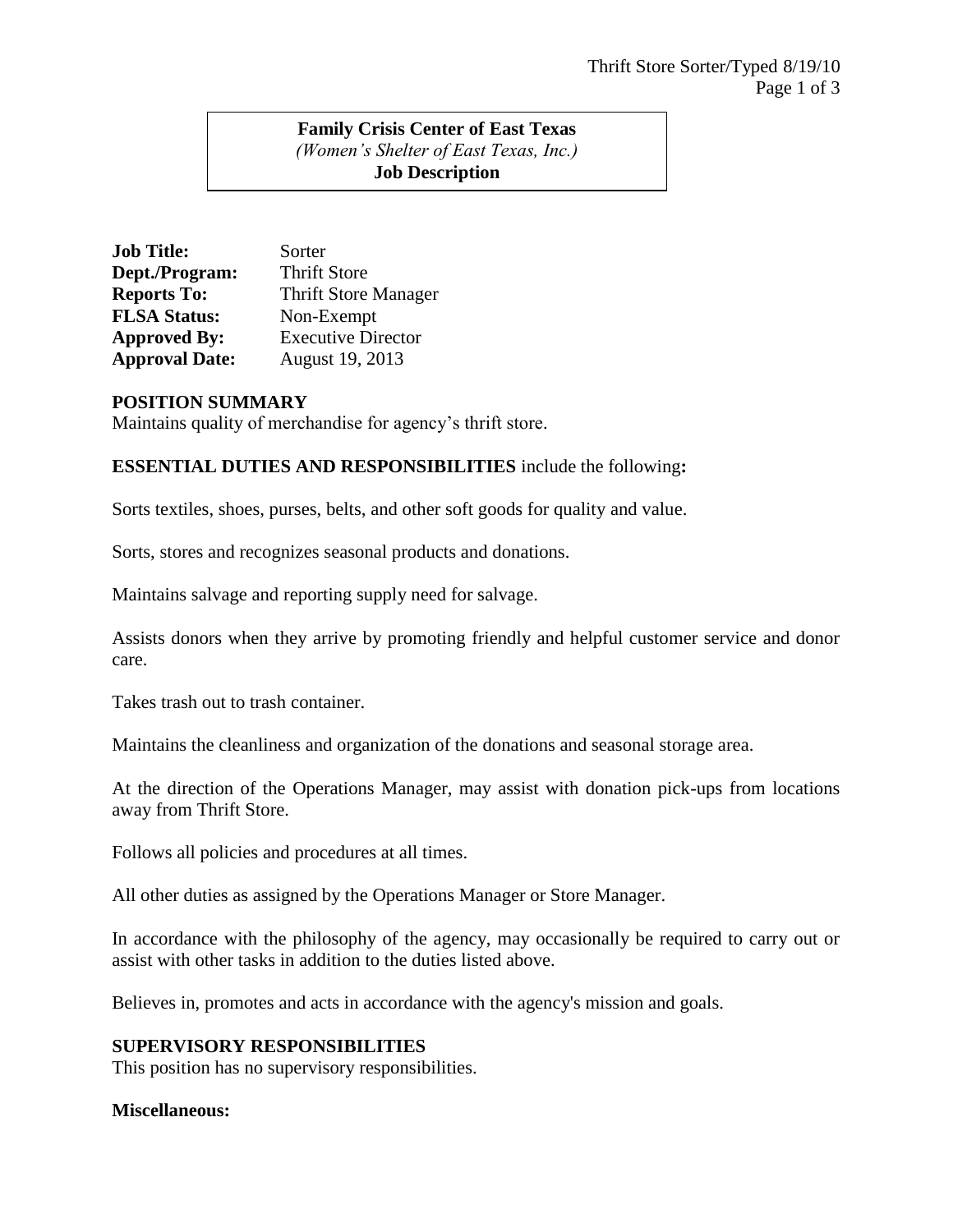**Family Crisis Center of East Texas**
*(Women's Shelter of East Texas, Inc.)*
**Job Description**

**Job Title:** Sorter
**Dept./Program:** Thrift Store
**Reports To:** Thrift Store Manager
**FLSA Status:** Non-Exempt
**Approved By:** Executive Director
**Approval Date:** August 19, 2013

## POSITION SUMMARY

Maintains quality of merchandise for agency's thrift store.

**ESSENTIAL DUTIES AND RESPONSIBILITIES** include the following**:**

Sorts textiles, shoes, purses, belts, and other soft goods for quality and value.

Sorts, stores and recognizes seasonal products and donations.

Maintains salvage and reporting supply need for salvage.

Assists donors when they arrive by promoting friendly and helpful customer service and donor care.

Takes trash out to trash container.

Maintains the cleanliness and organization of the donations and seasonal storage area.

At the direction of the Operations Manager, may assist with donation pick-ups from locations away from Thrift Store.

Follows all policies and procedures at all times.

All other duties as assigned by the Operations Manager or Store Manager.

In accordance with the philosophy of the agency, may occasionally be required to carry out or assist with other tasks in addition to the duties listed above.

Believes in, promotes and acts in accordance with the agency's mission and goals.

## SUPERVISORY RESPONSIBILITIES

This position has no supervisory responsibilities.

**Miscellaneous:**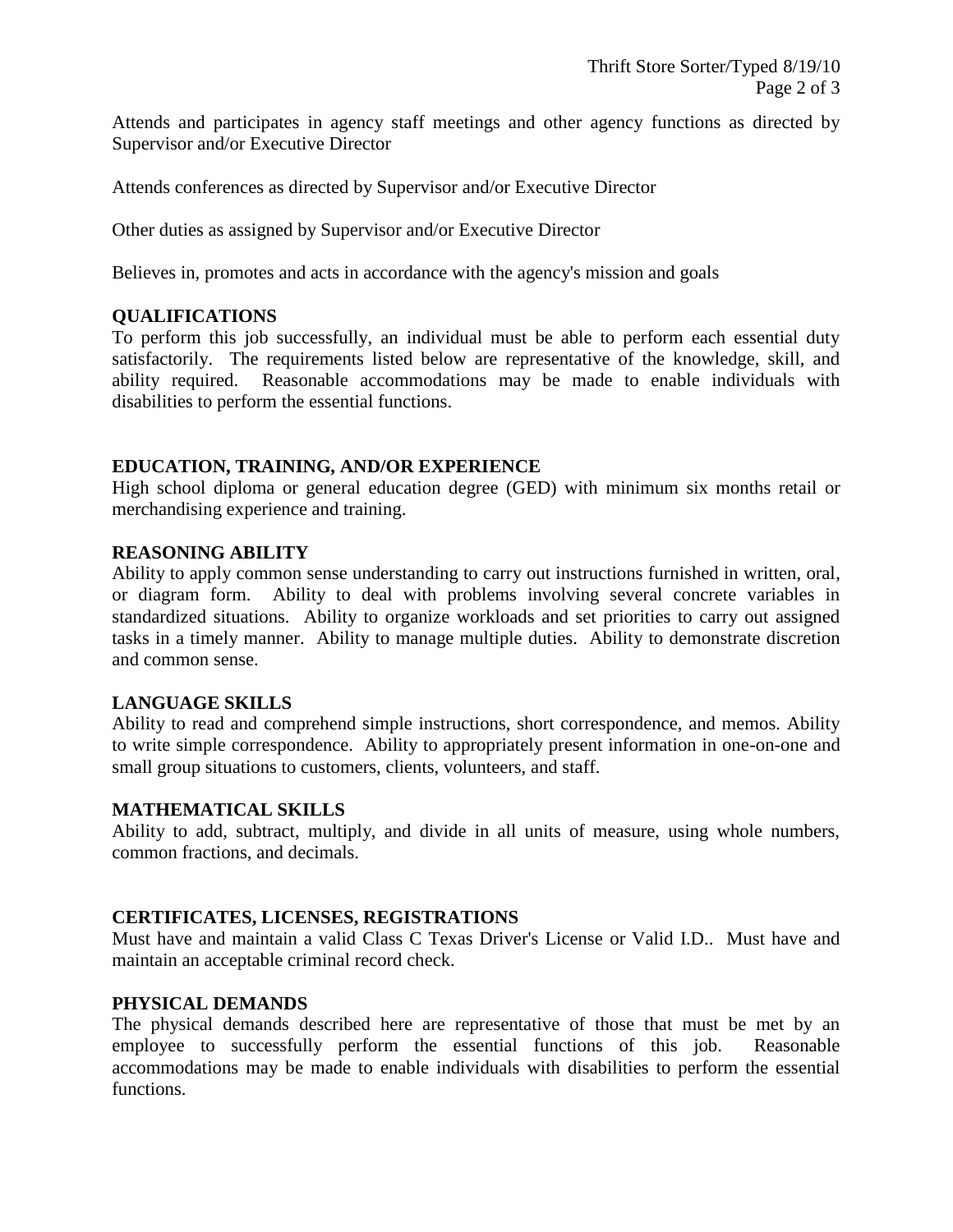Attends and participates in agency staff meetings and other agency functions as directed by Supervisor and/or Executive Director

Attends conferences as directed by Supervisor and/or Executive Director

Other duties as assigned by Supervisor and/or Executive Director

Believes in, promotes and acts in accordance with the agency's mission and goals

## QUALIFICATIONS

To perform this job successfully, an individual must be able to perform each essential duty satisfactorily. The requirements listed below are representative of the knowledge, skill, and ability required. Reasonable accommodations may be made to enable individuals with disabilities to perform the essential functions.

## EDUCATION, TRAINING, AND/OR EXPERIENCE

High school diploma or general education degree (GED) with minimum six months retail or merchandising experience and training.

## REASONING ABILITY

Ability to apply common sense understanding to carry out instructions furnished in written, oral, or diagram form. Ability to deal with problems involving several concrete variables in standardized situations. Ability to organize workloads and set priorities to carry out assigned tasks in a timely manner. Ability to manage multiple duties. Ability to demonstrate discretion and common sense.

## LANGUAGE SKILLS

Ability to read and comprehend simple instructions, short correspondence, and memos. Ability to write simple correspondence. Ability to appropriately present information in one-on-one and small group situations to customers, clients, volunteers, and staff.

## MATHEMATICAL SKILLS

Ability to add, subtract, multiply, and divide in all units of measure, using whole numbers, common fractions, and decimals.

## CERTIFICATES, LICENSES, REGISTRATIONS

Must have and maintain a valid Class C Texas Driver's License or Valid I.D.. Must have and maintain an acceptable criminal record check.

## PHYSICAL DEMANDS

The physical demands described here are representative of those that must be met by an employee to successfully perform the essential functions of this job. Reasonable accommodations may be made to enable individuals with disabilities to perform the essential functions.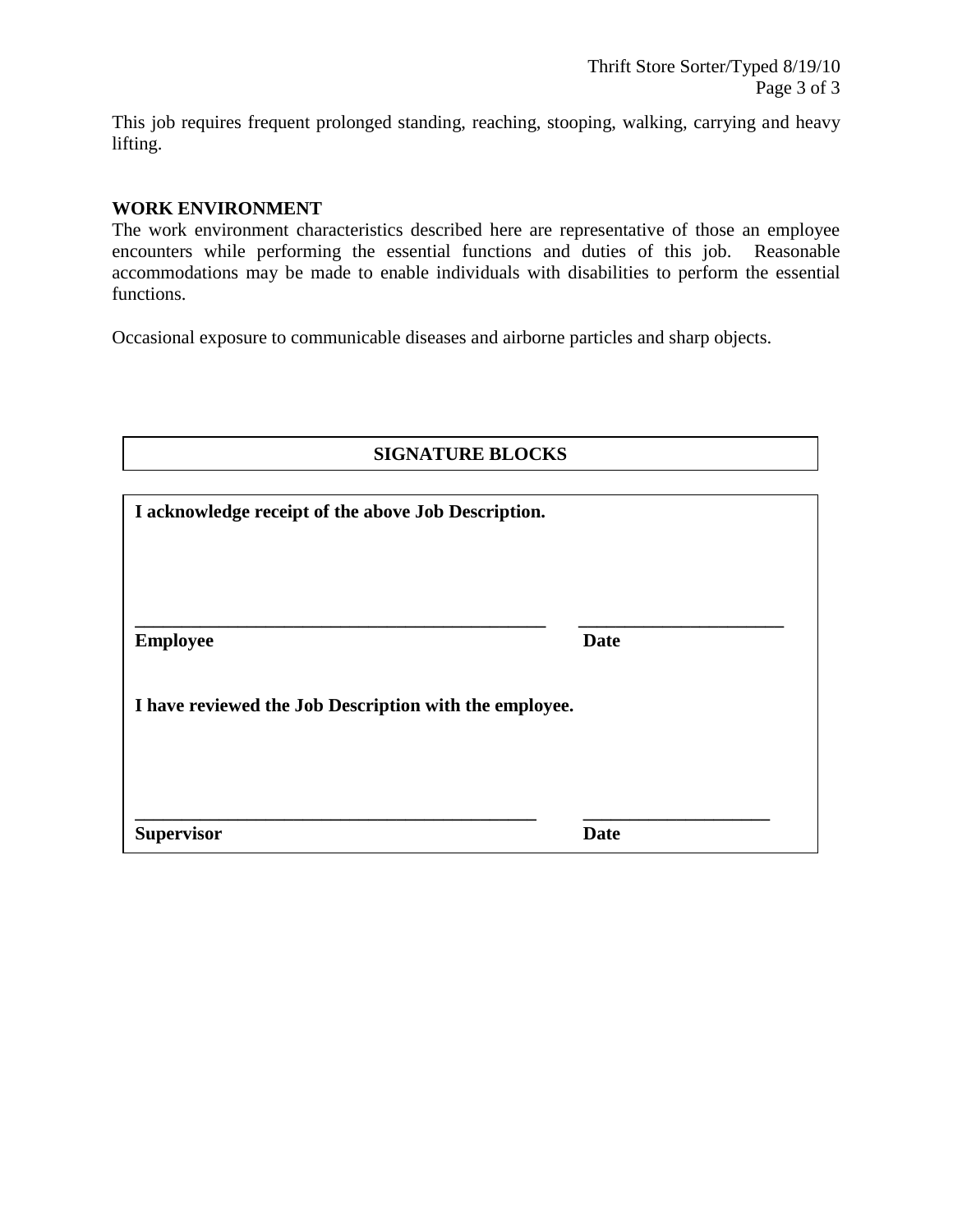This job requires frequent prolonged standing, reaching, stooping, walking, carrying and heavy lifting.

## WORK ENVIRONMENT

The work environment characteristics described here are representative of those an employee encounters while performing the essential functions and duties of this job. Reasonable accommodations may be made to enable individuals with disabilities to perform the essential functions.

Occasional exposure to communicable diseases and airborne particles and sharp objects.

### SIGNATURE BLOCKS

**I acknowledge receipt of the above Job Description.**

_____________________________________________ ______________________

**Employee** **Date**

**I have reviewed the Job Description with the employee.**

_____________________________________________ ____________________

**Supervisor** **Date**